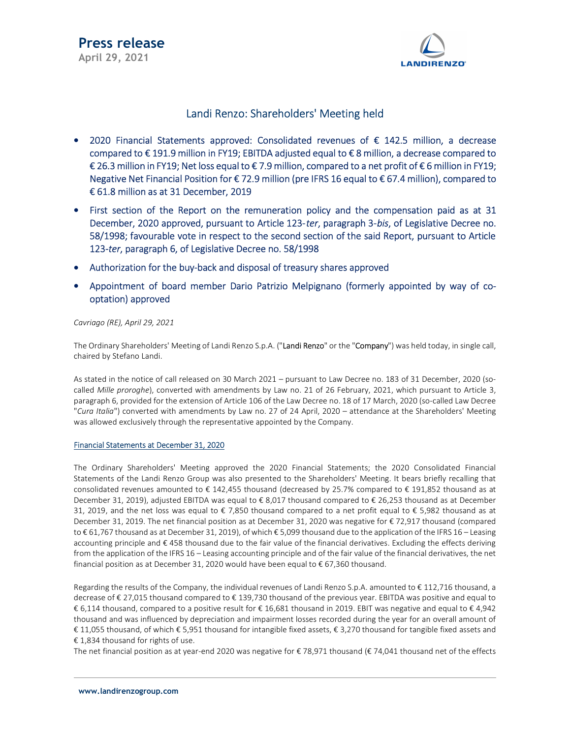# Press release

April 29, 2021

## Landi Renzo: Shareholders' Meeting held

- 2020 Financial Statements approved: Consolidated revenues of € 142.5 million, a decrease compared to € 191.9 million in FY19; EBITDA adjusted equal to € 8 million, a decrease compared to € 26.3 million in FY19; Net loss equal to € 7.9 million, compared to a net profit of € 6 million in FY19; Negative Net Financial Position for € 72.9 million (pre IFRS 16 equal to € 67.4 million), compared to € 61.8 million as at 31 December, 2019
- First section of the Report on the remuneration policy and the compensation paid as at 31 December, 2020 approved, pursuant to Article 123-*ter*, paragraph 3-*bis*, of Legislative Decree no. 58/1998; favourable vote in respect to the second section of the said Report, pursuant to Article 123-*ter*, paragraph 6, of Legislative Decree no. 58/1998
- Authorization for the buy-back and disposal of treasury shares approved
- Appointment of board member Dario Patrizio Melpignano (formerly appointed by way of co-optation) approved

*Cavriago (RE), April 29, 2021*

The Ordinary Shareholders' Meeting of Landi Renzo S.p.A. ("Landi Renzo" or the "Company") was held today, in single call, chaired by Stefano Landi.

As stated in the notice of call released on 30 March 2021 – pursuant to Law Decree no. 183 of 31 December, 2020 (so-called *Mille proroghe*), converted with amendments by Law no. 21 of 26 February, 2021, which pursuant to Article 3, paragraph 6, provided for the extension of Article 106 of the Law Decree no. 18 of 17 March, 2020 (so-called Law Decree "*Cura Italia*") converted with amendments by Law no. 27 of 24 April, 2020 – attendance at the Shareholders' Meeting was allowed exclusively through the representative appointed by the Company.

### Financial Statements at December 31, 2020

The Ordinary Shareholders' Meeting approved the 2020 Financial Statements; the 2020 Consolidated Financial Statements of the Landi Renzo Group was also presented to the Shareholders' Meeting. It bears briefly recalling that consolidated revenues amounted to € 142,455 thousand (decreased by 25.7% compared to € 191,852 thousand as at December 31, 2019), adjusted EBITDA was equal to € 8,017 thousand compared to € 26,253 thousand as at December 31, 2019, and the net loss was equal to € 7,850 thousand compared to a net profit equal to € 5,982 thousand as at December 31, 2019. The net financial position as at December 31, 2020 was negative for € 72,917 thousand (compared to € 61,767 thousand as at December 31, 2019), of which € 5,099 thousand due to the application of the IFRS 16 – Leasing accounting principle and € 458 thousand due to the fair value of the financial derivatives. Excluding the effects deriving from the application of the IFRS 16 – Leasing accounting principle and of the fair value of the financial derivatives, the net financial position as at December 31, 2020 would have been equal to € 67,360 thousand.

Regarding the results of the Company, the individual revenues of Landi Renzo S.p.A. amounted to € 112,716 thousand, a decrease of € 27,015 thousand compared to € 139,730 thousand of the previous year. EBITDA was positive and equal to € 6,114 thousand, compared to a positive result for € 16,681 thousand in 2019. EBIT was negative and equal to € 4,942 thousand and was influenced by depreciation and impairment losses recorded during the year for an overall amount of € 11,055 thousand, of which € 5,951 thousand for intangible fixed assets, € 3,270 thousand for tangible fixed assets and € 1,834 thousand for rights of use.

The net financial position as at year-end 2020 was negative for € 78,971 thousand (€ 74,041 thousand net of the effects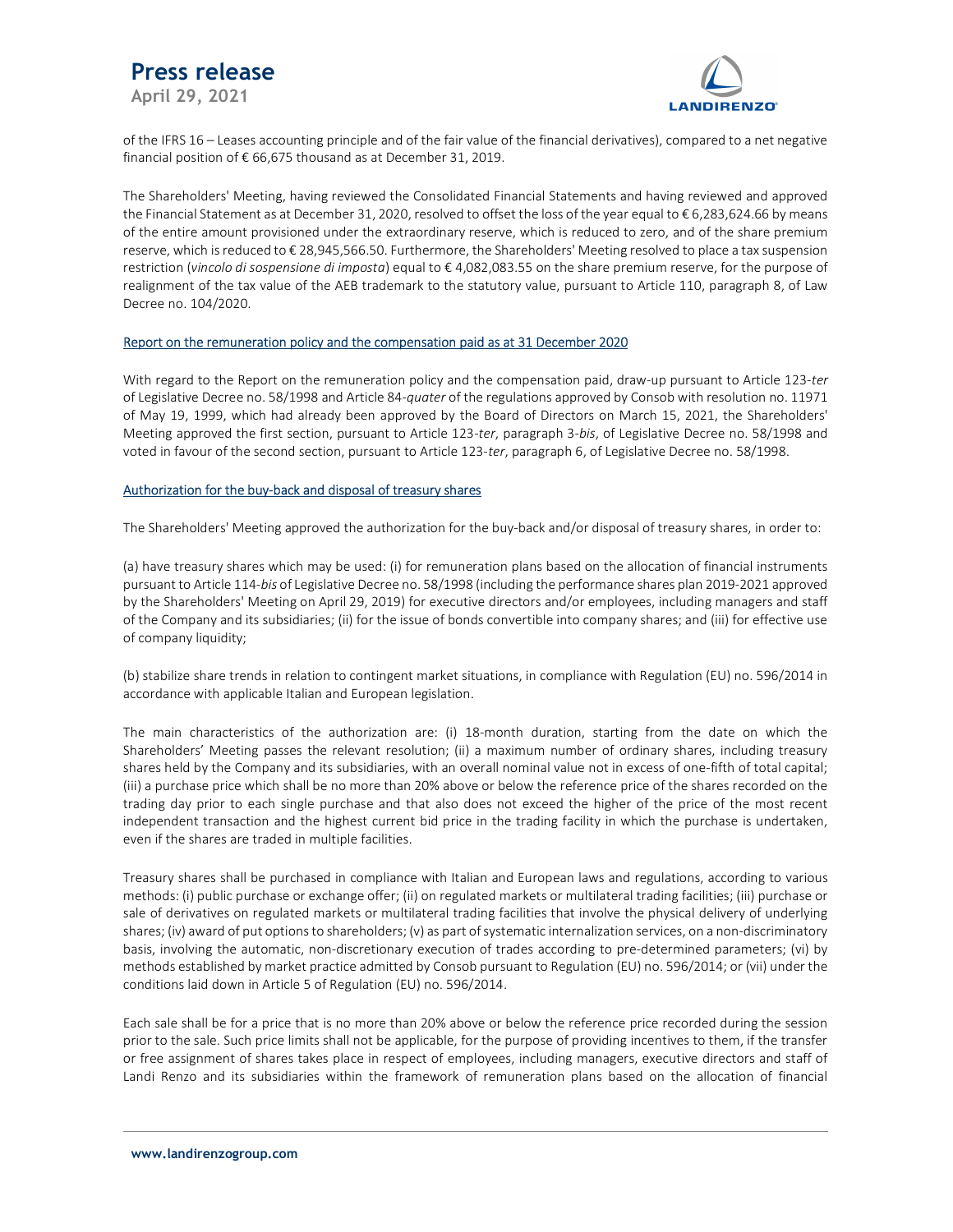of the IFRS 16 – Leases accounting principle and of the fair value of the financial derivatives), compared to a net negative financial position of € 66,675 thousand as at December 31, 2019.

The Shareholders' Meeting, having reviewed the Consolidated Financial Statements and having reviewed and approved the Financial Statement as at December 31, 2020, resolved to offset the loss of the year equal to € 6,283,624.66 by means of the entire amount provisioned under the extraordinary reserve, which is reduced to zero, and of the share premium reserve, which is reduced to € 28,945,566.50. Furthermore, the Shareholders' Meeting resolved to place a tax suspension restriction (*vincolo di sospensione di imposta*) equal to € 4,082,083.55 on the share premium reserve, for the purpose of realignment of the tax value of the AEB trademark to the statutory value, pursuant to Article 110, paragraph 8, of Law Decree no. 104/2020.

## Report on the remuneration policy and the compensation paid as at 31 December 2020

With regard to the Report on the remuneration policy and the compensation paid, draw-up pursuant to Article 123-*ter* of Legislative Decree no. 58/1998 and Article 84-*quater* of the regulations approved by Consob with resolution no. 11971 of May 19, 1999, which had already been approved by the Board of Directors on March 15, 2021, the Shareholders' Meeting approved the first section, pursuant to Article 123-*ter*, paragraph 3-*bis*, of Legislative Decree no. 58/1998 and voted in favour of the second section, pursuant to Article 123-*ter*, paragraph 6, of Legislative Decree no. 58/1998.

## Authorization for the buy-back and disposal of treasury shares

The Shareholders' Meeting approved the authorization for the buy-back and/or disposal of treasury shares, in order to:

(a) have treasury shares which may be used: (i) for remuneration plans based on the allocation of financial instruments pursuant to Article 114-*bis* of Legislative Decree no. 58/1998 (including the performance shares plan 2019-2021 approved by the Shareholders' Meeting on April 29, 2019) for executive directors and/or employees, including managers and staff of the Company and its subsidiaries; (ii) for the issue of bonds convertible into company shares; and (iii) for effective use of company liquidity;

(b) stabilize share trends in relation to contingent market situations, in compliance with Regulation (EU) no. 596/2014 in accordance with applicable Italian and European legislation.

The main characteristics of the authorization are: (i) 18-month duration, starting from the date on which the Shareholders' Meeting passes the relevant resolution; (ii) a maximum number of ordinary shares, including treasury shares held by the Company and its subsidiaries, with an overall nominal value not in excess of one-fifth of total capital; (iii) a purchase price which shall be no more than 20% above or below the reference price of the shares recorded on the trading day prior to each single purchase and that also does not exceed the higher of the price of the most recent independent transaction and the highest current bid price in the trading facility in which the purchase is undertaken, even if the shares are traded in multiple facilities.

Treasury shares shall be purchased in compliance with Italian and European laws and regulations, according to various methods: (i) public purchase or exchange offer; (ii) on regulated markets or multilateral trading facilities; (iii) purchase or sale of derivatives on regulated markets or multilateral trading facilities that involve the physical delivery of underlying shares; (iv) award of put options to shareholders; (v) as part of systematic internalization services, on a non-discriminatory basis, involving the automatic, non-discretionary execution of trades according to pre-determined parameters; (vi) by methods established by market practice admitted by Consob pursuant to Regulation (EU) no. 596/2014; or (vii) under the conditions laid down in Article 5 of Regulation (EU) no. 596/2014.

Each sale shall be for a price that is no more than 20% above or below the reference price recorded during the session prior to the sale. Such price limits shall not be applicable, for the purpose of providing incentives to them, if the transfer or free assignment of shares takes place in respect of employees, including managers, executive directors and staff of Landi Renzo and its subsidiaries within the framework of remuneration plans based on the allocation of financial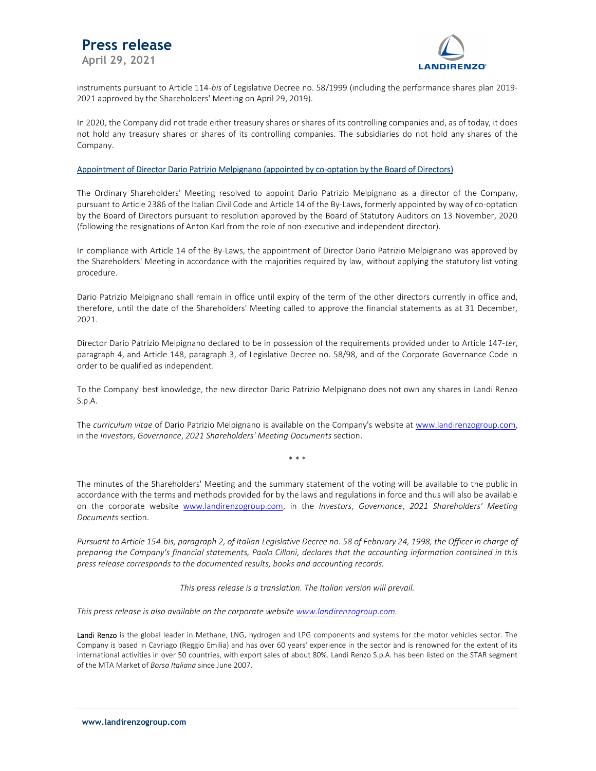instruments pursuant to Article 114-*bis* of Legislative Decree no. 58/1999 (including the performance shares plan 2019-2021 approved by the Shareholders' Meeting on April 29, 2019).

In 2020, the Company did not trade either treasury shares or shares of its controlling companies and, as of today, it does not hold any treasury shares or shares of its controlling companies. The subsidiaries do not hold any shares of the Company.

Appointment of Director Dario Patrizio Melpignano (appointed by co-optation by the Board of Directors)

The Ordinary Shareholders' Meeting resolved to appoint Dario Patrizio Melpignano as a director of the Company, pursuant to Article 2386 of the Italian Civil Code and Article 14 of the By-Laws, formerly appointed by way of co-optation by the Board of Directors pursuant to resolution approved by the Board of Statutory Auditors on 13 November, 2020 (following the resignations of Anton Karl from the role of non-executive and independent director).

In compliance with Article 14 of the By-Laws, the appointment of Director Dario Patrizio Melpignano was approved by the Shareholders' Meeting in accordance with the majorities required by law, without applying the statutory list voting procedure.

Dario Patrizio Melpignano shall remain in office until expiry of the term of the other directors currently in office and, therefore, until the date of the Shareholders' Meeting called to approve the financial statements as at 31 December, 2021.

Director Dario Patrizio Melpignano declared to be in possession of the requirements provided under to Article 147-*ter*, paragraph 4, and Article 148, paragraph 3, of Legislative Decree no. 58/98, and of the Corporate Governance Code in order to be qualified as independent.

To the Company' best knowledge, the new director Dario Patrizio Melpignano does not own any shares in Landi Renzo S.p.A.

The *curriculum vitae* of Dario Patrizio Melpignano is available on the Company's website at www.landirenzogroup.com, in the *Investors*, *Governance*, *2021 Shareholders' Meeting Documents* section.

\* \* \*

The minutes of the Shareholders' Meeting and the summary statement of the voting will be available to the public in accordance with the terms and methods provided for by the laws and regulations in force and thus will also be available on the corporate website www.landirenzogroup.com, in the *Investors*, *Governance*, *2021 Shareholders' Meeting Documents* section.

*Pursuant to Article 154-bis, paragraph 2, of Italian Legislative Decree no. 58 of February 24, 1998, the Officer in charge of preparing the Company's financial statements, Paolo Cilloni, declares that the accounting information contained in this press release corresponds to the documented results, books and accounting records.*

*This press release is a translation. The Italian version will prevail.*

*This press release is also available on the corporate website www.landirenzogroup.com.*

**Landi Renzo** is the global leader in Methane, LNG, hydrogen and LPG components and systems for the motor vehicles sector. The Company is based in Cavriago (Reggio Emilia) and has over 60 years' experience in the sector and is renowned for the extent of its international activities in over 50 countries, with export sales of about 80%. Landi Renzo S.p.A. has been listed on the STAR segment of the MTA Market of *Borsa Italiana* since June 2007.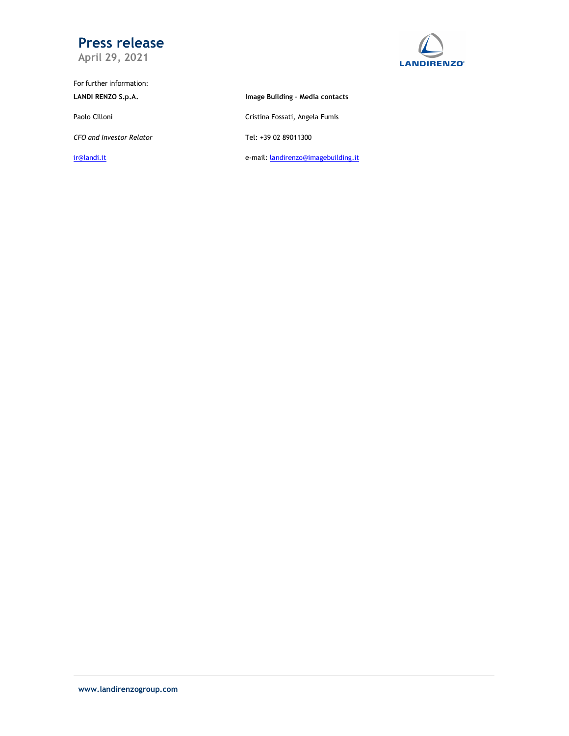For further information:

| | |
|---|---|
| **LANDI RENZO S.p.A.** | **Image Building - Media contacts** |
| Paolo Cilloni | Cristina Fossati, Angela Fumis |
| *CFO and Investor Relator* | Tel: +39 02 89011300 |
| ir@landi.it | e-mail: landirenzo@imagebuilding.it |